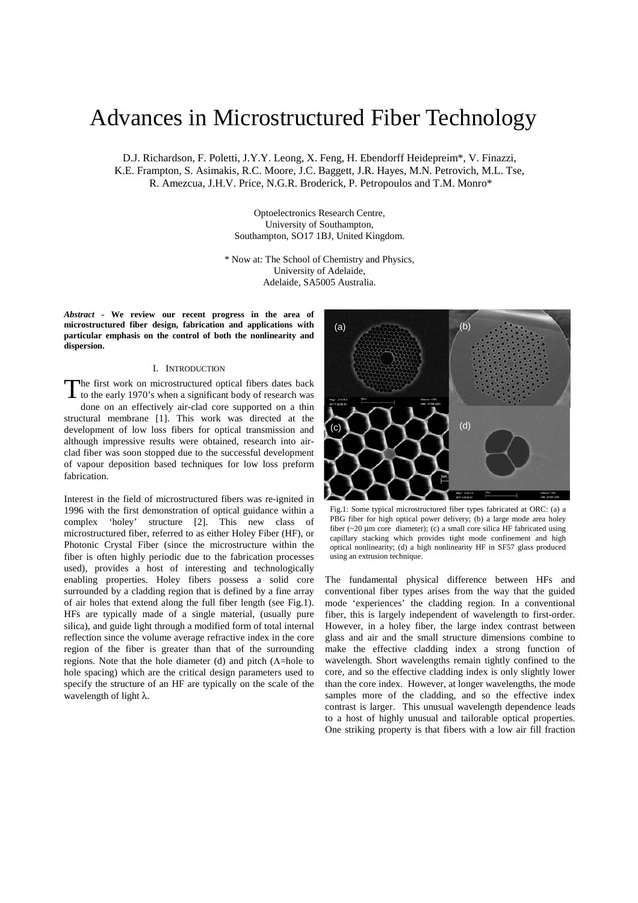# Advances in Microstructured Fiber Technology

D.J. Richardson, F. Poletti, J.Y.Y. Leong, X. Feng, H. Ebendorff Heidepreim*, V. Finazzi, K.E. Frampton, S. Asimakis, R.C. Moore, J.C. Baggett, J.R. Hayes, M.N. Petrovich, M.L. Tse, R. Amezcua, J.H.V. Price, N.G.R. Broderick, P. Petropoulos and T.M. Monro*

Optoelectronics Research Centre,
University of Southampton,
Southampton, SO17 1BJ, United Kingdom.

* Now at: The School of Chemistry and Physics,
University of Adelaide,
Adelaide, SA5005 Australia.

***Abstract*** **- We review our recent progress in the area of microstructured fiber design, fabrication and applications with particular emphasis on the control of both the nonlinearity and dispersion.**

## I. Introduction

The first work on microstructured optical fibers dates back to the early 1970's when a significant body of research was done on an effectively air-clad core supported on a thin structural membrane [1]. This work was directed at the development of low loss fibers for optical transmission and although impressive results were obtained, research into air-clad fiber was soon stopped due to the successful development of vapour deposition based techniques for low loss preform fabrication.

Interest in the field of microstructured fibers was re-ignited in 1996 with the first demonstration of optical guidance within a complex 'holey' structure [2]. This new class of microstructured fiber, referred to as either Holey Fiber (HF), or Photonic Crystal Fiber (since the microstructure within the fiber is often highly periodic due to the fabrication processes used), provides a host of interesting and technologically enabling properties. Holey fibers possess a solid core surrounded by a cladding region that is defined by a fine array of air holes that extend along the full fiber length (see Fig.1). HFs are typically made of a single material, (usually pure silica), and guide light through a modified form of total internal reflection since the volume average refractive index in the core region of the fiber is greater than that of the surrounding regions. Note that the hole diameter (d) and pitch ($\Lambda$=hole to hole spacing) which are the critical design parameters used to specify the structure of an HF are typically on the scale of the wavelength of light $\lambda$.

Fig.1: Some typical microstructured fiber types fabricated at ORC: (a) a PBG fiber for high optical power delivery; (b) a large mode area holey fiber (~20 μm core diameter); (c) a small core silica HF fabricated using capillary stacking which provides tight mode confinement and high optical nonlinearity; (d) a high nonlinearity HF in SF57 glass produced using an extrusion technique.

The fundamental physical difference between HFs and conventional fiber types arises from the way that the guided mode 'experiences' the cladding region. In a conventional fiber, this is largely independent of wavelength to first-order. However, in a holey fiber, the large index contrast between glass and air and the small structure dimensions combine to make the effective cladding index a strong function of wavelength. Short wavelengths remain tightly confined to the core, and so the effective cladding index is only slightly lower than the core index. However, at longer wavelengths, the mode samples more of the cladding, and so the effective index contrast is larger. This unusual wavelength dependence leads to a host of highly unusual and tailorable optical properties. One striking property is that fibers with a low air fill fraction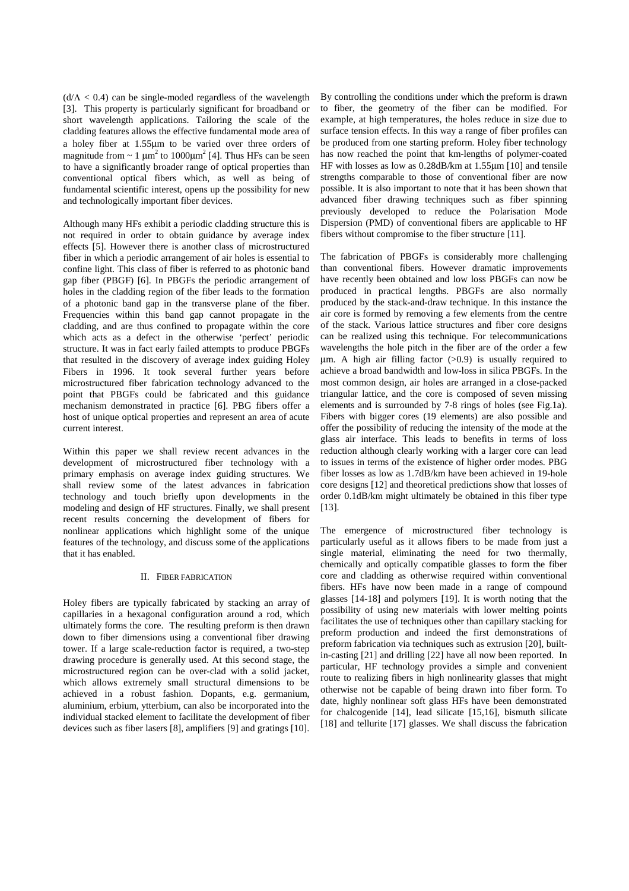($d/\Lambda < 0.4$) can be single-moded regardless of the wavelength [3]. This property is particularly significant for broadband or short wavelength applications. Tailoring the scale of the cladding features allows the effective fundamental mode area of a holey fiber at 1.55μm to be varied over three orders of magnitude from ~ 1 $\mu m^2$ to 1000$\mu m^2$ [4]. Thus HFs can be seen to have a significantly broader range of optical properties than conventional optical fibers which, as well as being of fundamental scientific interest, opens up the possibility for new and technologically important fiber devices.

Although many HFs exhibit a periodic cladding structure this is not required in order to obtain guidance by average index effects [5]. However there is another class of microstructured fiber in which a periodic arrangement of air holes is essential to confine light. This class of fiber is referred to as photonic band gap fiber (PBGF) [6]. In PBGFs the periodic arrangement of holes in the cladding region of the fiber leads to the formation of a photonic band gap in the transverse plane of the fiber. Frequencies within this band gap cannot propagate in the cladding, and are thus confined to propagate within the core which acts as a defect in the otherwise 'perfect' periodic structure. It was in fact early failed attempts to produce PBGFs that resulted in the discovery of average index guiding Holey Fibers in 1996. It took several further years before microstructured fiber fabrication technology advanced to the point that PBGFs could be fabricated and this guidance mechanism demonstrated in practice [6]. PBG fibers offer a host of unique optical properties and represent an area of acute current interest.

Within this paper we shall review recent advances in the development of microstructured fiber technology with a primary emphasis on average index guiding structures. We shall review some of the latest advances in fabrication technology and touch briefly upon developments in the modeling and design of HF structures. Finally, we shall present recent results concerning the development of fibers for nonlinear applications which highlight some of the unique features of the technology, and discuss some of the applications that it has enabled.

## II. FIBER FABRICATION

Holey fibers are typically fabricated by stacking an array of capillaries in a hexagonal configuration around a rod, which ultimately forms the core. The resulting preform is then drawn down to fiber dimensions using a conventional fiber drawing tower. If a large scale-reduction factor is required, a two-step drawing procedure is generally used. At this second stage, the microstructured region can be over-clad with a solid jacket, which allows extremely small structural dimensions to be achieved in a robust fashion. Dopants, e.g. germanium, aluminium, erbium, ytterbium, can also be incorporated into the individual stacked element to facilitate the development of fiber devices such as fiber lasers [8], amplifiers [9] and gratings [10].

By controlling the conditions under which the preform is drawn to fiber, the geometry of the fiber can be modified. For example, at high temperatures, the holes reduce in size due to surface tension effects. In this way a range of fiber profiles can be produced from one starting preform. Holey fiber technology has now reached the point that km-lengths of polymer-coated HF with losses as low as 0.28dB/km at 1.55μm [10] and tensile strengths comparable to those of conventional fiber are now possible. It is also important to note that it has been shown that advanced fiber drawing techniques such as fiber spinning previously developed to reduce the Polarisation Mode Dispersion (PMD) of conventional fibers are applicable to HF fibers without compromise to the fiber structure [11].

The fabrication of PBGFs is considerably more challenging than conventional fibers. However dramatic improvements have recently been obtained and low loss PBGFs can now be produced in practical lengths. PBGFs are also normally produced by the stack-and-draw technique. In this instance the air core is formed by removing a few elements from the centre of the stack. Various lattice structures and fiber core designs can be realized using this technique. For telecommunications wavelengths the hole pitch in the fiber are of the order a few μm. A high air filling factor (>0.9) is usually required to achieve a broad bandwidth and low-loss in silica PBGFs. In the most common design, air holes are arranged in a close-packed triangular lattice, and the core is composed of seven missing elements and is surrounded by 7-8 rings of holes (see Fig.1a). Fibers with bigger cores (19 elements) are also possible and offer the possibility of reducing the intensity of the mode at the glass air interface. This leads to benefits in terms of loss reduction although clearly working with a larger core can lead to issues in terms of the existence of higher order modes. PBG fiber losses as low as 1.7dB/km have been achieved in 19-hole core designs [12] and theoretical predictions show that losses of order 0.1dB/km might ultimately be obtained in this fiber type [13].

The emergence of microstructured fiber technology is particularly useful as it allows fibers to be made from just a single material, eliminating the need for two thermally, chemically and optically compatible glasses to form the fiber core and cladding as otherwise required within conventional fibers. HFs have now been made in a range of compound glasses [14-18] and polymers [19]. It is worth noting that the possibility of using new materials with lower melting points facilitates the use of techniques other than capillary stacking for preform production and indeed the first demonstrations of preform fabrication via techniques such as extrusion [20], built-in-casting [21] and drilling [22] have all now been reported. In particular, HF technology provides a simple and convenient route to realizing fibers in high nonlinearity glasses that might otherwise not be capable of being drawn into fiber form. To date, highly nonlinear soft glass HFs have been demonstrated for chalcogenide [14], lead silicate [15,16], bismuth silicate [18] and tellurite [17] glasses. We shall discuss the fabrication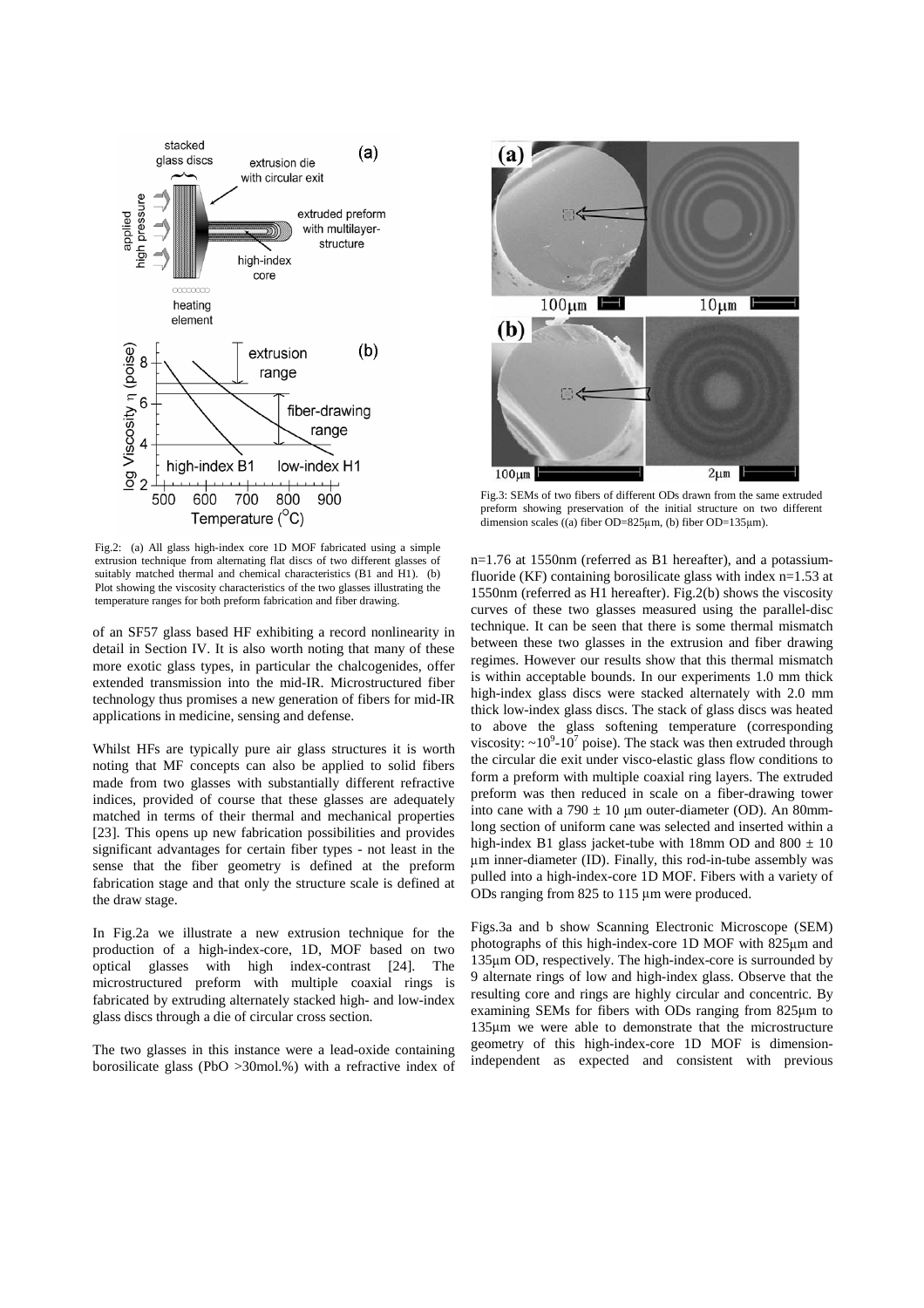Fig.2: (a) All glass high-index core 1D MOF fabricated using a simple extrusion technique from alternating flat discs of two different glasses of suitably matched thermal and chemical characteristics (B1 and H1). (b) Plot showing the viscosity characteristics of the two glasses illustrating the temperature ranges for both preform fabrication and fiber drawing.

of an SF57 glass based HF exhibiting a record nonlinearity in detail in Section IV. It is also worth noting that many of these more exotic glass types, in particular the chalcogenides, offer extended transmission into the mid-IR. Microstructured fiber technology thus promises a new generation of fibers for mid-IR applications in medicine, sensing and defense.

Whilst HFs are typically pure air glass structures it is worth noting that MF concepts can also be applied to solid fibers made from two glasses with substantially different refractive indices, provided of course that these glasses are adequately matched in terms of their thermal and mechanical properties [23]. This opens up new fabrication possibilities and provides significant advantages for certain fiber types - not least in the sense that the fiber geometry is defined at the preform fabrication stage and that only the structure scale is defined at the draw stage.

In Fig.2a we illustrate a new extrusion technique for the production of a high-index-core, 1D, MOF based on two optical glasses with high index-contrast [24]. The microstructured preform with multiple coaxial rings is fabricated by extruding alternately stacked high- and low-index glass discs through a die of circular cross section.

The two glasses in this instance were a lead-oxide containing borosilicate glass (PbO >30mol.%) with a refractive index of n=1.76 at 1550nm (referred as B1 hereafter), and a potassium-fluoride (KF) containing borosilicate glass with index n=1.53 at 1550nm (referred as H1 hereafter). Fig.2(b) shows the viscosity curves of these two glasses measured using the parallel-disc technique. It can be seen that there is some thermal mismatch between these two glasses in the extrusion and fiber drawing regimes. However our results show that this thermal mismatch is within acceptable bounds. In our experiments 1.0 mm thick high-index glass discs were stacked alternately with 2.0 mm thick low-index glass discs. The stack of glass discs was heated to above the glass softening temperature (corresponding viscosity: ~$10^9$-$10^7$ poise). The stack was then extruded through the circular die exit under visco-elastic glass flow conditions to form a preform with multiple coaxial ring layers. The extruded preform was then reduced in scale on a fiber-drawing tower into cane with a 790 ± 10 μm outer-diameter (OD). An 80mm-long section of uniform cane was selected and inserted within a high-index B1 glass jacket-tube with 18mm OD and 800 ± 10 μm inner-diameter (ID). Finally, this rod-in-tube assembly was pulled into a high-index-core 1D MOF. Fibers with a variety of ODs ranging from 825 to 115 μm were produced.

Fig.3: SEMs of two fibers of different ODs drawn from the same extruded preform showing preservation of the initial structure on two different dimension scales ((a) fiber OD=825μm, (b) fiber OD=135μm).

Figs.3a and b show Scanning Electronic Microscope (SEM) photographs of this high-index-core 1D MOF with 825μm and 135μm OD, respectively. The high-index-core is surrounded by 9 alternate rings of low and high-index glass. Observe that the resulting core and rings are highly circular and concentric. By examining SEMs for fibers with ODs ranging from 825μm to 135μm we were able to demonstrate that the microstructure geometry of this high-index-core 1D MOF is dimension-independent as expected and consistent with previous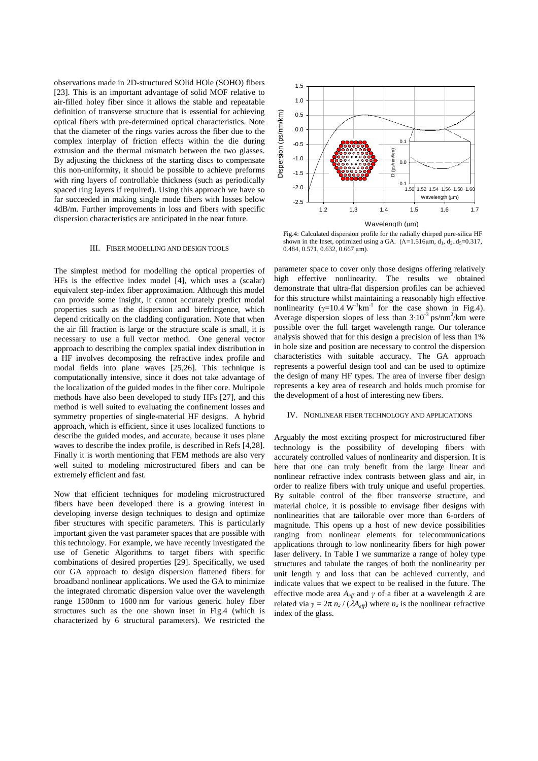observations made in 2D-structured SOlid HOle (SOHO) fibers [23]. This is an important advantage of solid MOF relative to air-filled holey fiber since it allows the stable and repeatable definition of transverse structure that is essential for achieving optical fibers with pre-determined optical characteristics. Note that the diameter of the rings varies across the fiber due to the complex interplay of friction effects within the die during extrusion and the thermal mismatch between the two glasses. By adjusting the thickness of the starting discs to compensate this non-uniformity, it should be possible to achieve preforms with ring layers of controllable thickness (such as periodically spaced ring layers if required). Using this approach we have so far succeeded in making single mode fibers with losses below 4dB/m. Further improvements in loss and fibers with specific dispersion characteristics are anticipated in the near future.

## III. FIBER MODELLING AND DESIGN TOOLS

The simplest method for modelling the optical properties of HFs is the effective index model [4], which uses a (scalar) equivalent step-index fiber approximation. Although this model can provide some insight, it cannot accurately predict modal properties such as the dispersion and birefringence, which depend critically on the cladding configuration. Note that when the air fill fraction is large or the structure scale is small, it is necessary to use a full vector method. One general vector approach to describing the complex spatial index distribution in a HF involves decomposing the refractive index profile and modal fields into plane waves [25,26]. This technique is computationally intensive, since it does not take advantage of the localization of the guided modes in the fiber core. Multipole methods have also been developed to study HFs [27], and this method is well suited to evaluating the confinement losses and symmetry properties of single-material HF designs. A hybrid approach, which is efficient, since it uses localized functions to describe the guided modes, and accurate, because it uses plane waves to describe the index profile, is described in Refs [4,28]. Finally it is worth mentioning that FEM methods are also very well suited to modeling microstructured fibers and can be extremely efficient and fast.

Now that efficient techniques for modeling microstructured fibers have been developed there is a growing interest in developing inverse design techniques to design and optimize fiber structures with specific parameters. This is particularly important given the vast parameter spaces that are possible with this technology. For example, we have recently investigated the use of Genetic Algorithms to target fibers with specific combinations of desired properties [29]. Specifically, we used our GA approach to design dispersion flattened fibers for broadband nonlinear applications. We used the GA to minimize the integrated chromatic dispersion value over the wavelength range 1500nm to 1600 nm for various generic holey fiber structures such as the one shown inset in Fig.4 (which is characterized by 6 structural parameters). We restricted the

Fig.4: Calculated dispersion profile for the radially chirped pure-silica HF shown in the Inset, optimized using a GA. ($\Lambda$=1.516µm, $d_1$, $d_2$..$d_5$=0.317, 0.484, 0.571, 0.632, 0.667 µm).

parameter space to cover only those designs offering relatively high effective nonlinearity. The results we obtained demonstrate that ultra-flat dispersion profiles can be achieved for this structure whilst maintaining a reasonably high effective nonlinearity ($\gamma$=10.4 $W^{-1}km^{-1}$ for the case shown in Fig.4). Average dispersion slopes of less than $3 \cdot 10^{-3}$ ps/nm$^2$/km were possible over the full target wavelength range. Our tolerance analysis showed that for this design a precision of less than 1% in hole size and position are necessary to control the dispersion characteristics with suitable accuracy. The GA approach represents a powerful design tool and can be used to optimize the design of many HF types. The area of inverse fiber design represents a key area of research and holds much promise for the development of a host of interesting new fibers.

## IV. NONLINEAR FIBER TECHNOLOGY AND APPLICATIONS

Arguably the most exciting prospect for microstructured fiber technology is the possibility of developing fibers with accurately controlled values of nonlinearity and dispersion. It is here that one can truly benefit from the large linear and nonlinear refractive index contrasts between glass and air, in order to realize fibers with truly unique and useful properties. By suitable control of the fiber transverse structure, and material choice, it is possible to envisage fiber designs with nonlinearities that are tailorable over more than 6-orders of magnitude. This opens up a host of new device possibilities ranging from nonlinear elements for telecommunications applications through to low nonlinearity fibers for high power laser delivery. In Table I we summarize a range of holey type structures and tabulate the ranges of both the nonlinearity per unit length $\gamma$ and loss that can be achieved currently, and indicate values that we expect to be realised in the future. The effective mode area $A_{eff}$ and $\gamma$ of a fiber at a wavelength $\lambda$ are related via $\gamma = 2\pi\, n_2 / (\lambda A_{eff})$ where $n_2$ is the nonlinear refractive index of the glass.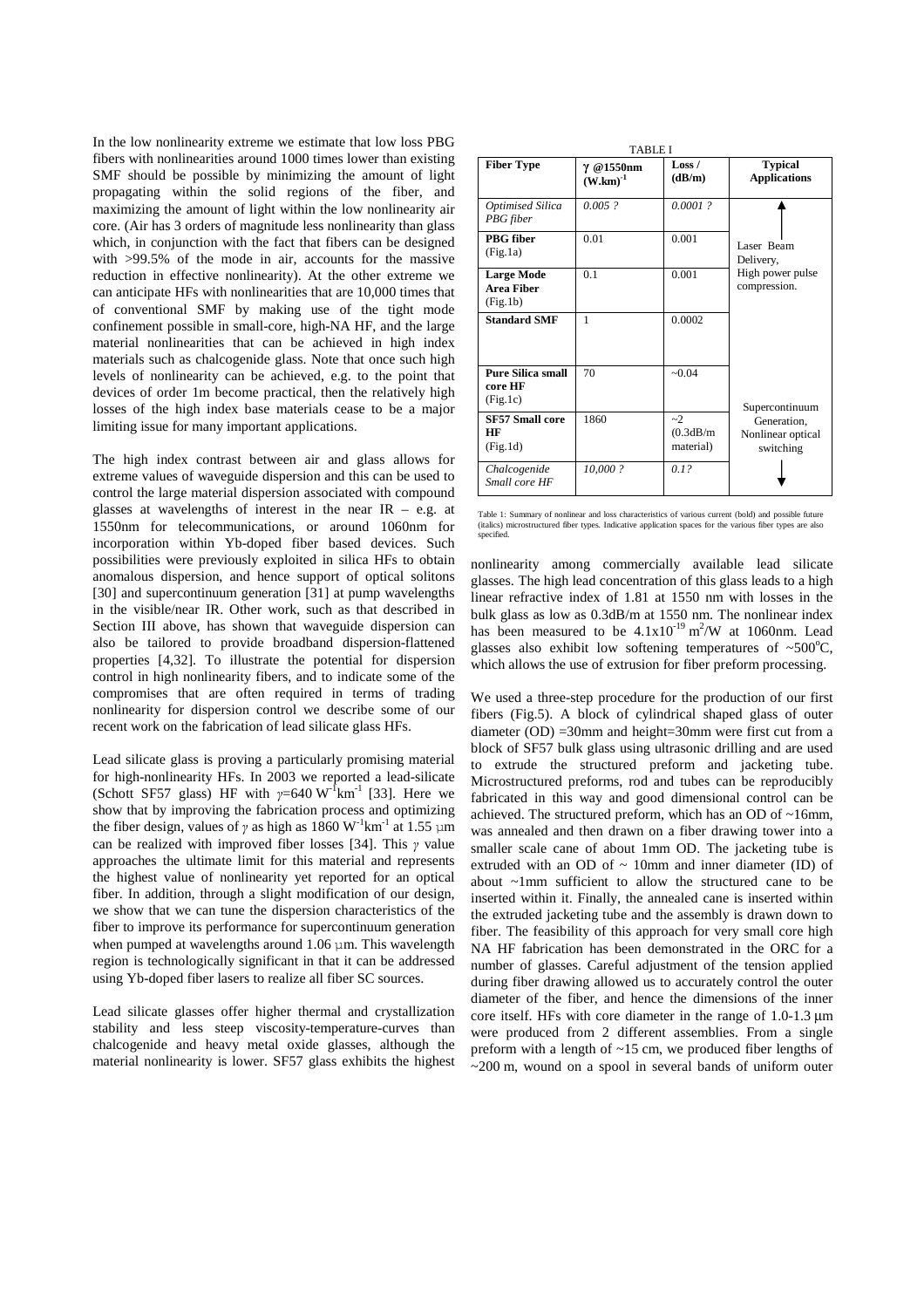In the low nonlinearity extreme we estimate that low loss PBG fibers with nonlinearities around 1000 times lower than existing SMF should be possible by minimizing the amount of light propagating within the solid regions of the fiber, and maximizing the amount of light within the low nonlinearity air core. (Air has 3 orders of magnitude less nonlinearity than glass which, in conjunction with the fact that fibers can be designed with >99.5% of the mode in air, accounts for the massive reduction in effective nonlinearity). At the other extreme we can anticipate HFs with nonlinearities that are 10,000 times that of conventional SMF by making use of the tight mode confinement possible in small-core, high-NA HF, and the large material nonlinearities that can be achieved in high index materials such as chalcogenide glass. Note that once such high levels of nonlinearity can be achieved, e.g. to the point that devices of order 1m become practical, then the relatively high losses of the high index base materials cease to be a major limiting issue for many important applications.

The high index contrast between air and glass allows for extreme values of waveguide dispersion and this can be used to control the large material dispersion associated with compound glasses at wavelengths of interest in the near IR – e.g. at 1550nm for telecommunications, or around 1060nm for incorporation within Yb-doped fiber based devices. Such possibilities were previously exploited in silica HFs to obtain anomalous dispersion, and hence support of optical solitons [30] and supercontinuum generation [31] at pump wavelengths in the visible/near IR. Other work, such as that described in Section III above, has shown that waveguide dispersion can also be tailored to provide broadband dispersion-flattened properties [4,32]. To illustrate the potential for dispersion control in high nonlinearity fibers, and to indicate some of the compromises that are often required in terms of trading nonlinearity for dispersion control we describe some of our recent work on the fabrication of lead silicate glass HFs.

Lead silicate glass is proving a particularly promising material for high-nonlinearity HFs. In 2003 we reported a lead-silicate (Schott SF57 glass) HF with $\gamma$=640 $W^{-1}km^{-1}$ [33]. Here we show that by improving the fabrication process and optimizing the fiber design, values of $\gamma$ as high as 1860 $W^{-1}km^{-1}$ at 1.55 µm can be realized with improved fiber losses [34]. This $\gamma$ value approaches the ultimate limit for this material and represents the highest value of nonlinearity yet reported for an optical fiber. In addition, through a slight modification of our design, we show that we can tune the dispersion characteristics of the fiber to improve its performance for supercontinuum generation when pumped at wavelengths around 1.06 µm. This wavelength region is technologically significant in that it can be addressed using Yb-doped fiber lasers to realize all fiber SC sources.

Lead silicate glasses offer higher thermal and crystallization stability and less steep viscosity-temperature-curves than chalcogenide and heavy metal oxide glasses, although the material nonlinearity is lower. SF57 glass exhibits the highest nonlinearity among commercially available lead silicate glasses. The high lead concentration of this glass leads to a high linear refractive index of 1.81 at 1550 nm with losses in the bulk glass as low as 0.3dB/m at 1550 nm. The nonlinear index has been measured to be $4.1\times10^{-19}$ $m^2/W$ at 1060nm. Lead glasses also exhibit low softening temperatures of ~500°C, which allows the use of extrusion for fiber preform processing.

TABLE I

| Fiber Type | γ @1550nm $(W.km)^{-1}$ | Loss / (dB/m) | Typical Applications |
|---|---|---|---|
| *Optimised Silica PBG fiber* | *0.005 ?* | *0.0001 ?* | ↑ |
| **PBG fiber** (Fig.1a) | 0.01 | 0.001 | Laser Beam Delivery, |
| **Large Mode Area Fiber** (Fig.1b) | 0.1 | 0.001 | High power pulse compression. |
| **Standard SMF** | 1 | 0.0002 | |
| **Pure Silica small core HF** (Fig.1c) | 70 | ~0.04 | |
| **SF57 Small core HF** (Fig.1d) | 1860 | ~2 (0.3dB/m material) | Supercontinuum Generation, Nonlinear optical switching |
| *Chalcogenide Small core HF* | *10,000 ?* | *0.1?* | ↓ |

Table 1: Summary of nonlinear and loss characteristics of various current (bold) and possible future (italics) microstructured fiber types. Indicative application spaces for the various fiber types are also specified.

We used a three-step procedure for the production of our first fibers (Fig.5). A block of cylindrical shaped glass of outer diameter (OD) =30mm and height=30mm were first cut from a block of SF57 bulk glass using ultrasonic drilling and are used to extrude the structured preform and jacketing tube. Microstructured preforms, rod and tubes can be reproducibly fabricated in this way and good dimensional control can be achieved. The structured preform, which has an OD of ~16mm, was annealed and then drawn on a fiber drawing tower into a smaller scale cane of about 1mm OD. The jacketing tube is extruded with an OD of ~ 10mm and inner diameter (ID) of about ~1mm sufficient to allow the structured cane to be inserted within it. Finally, the annealed cane is inserted within the extruded jacketing tube and the assembly is drawn down to fiber. The feasibility of this approach for very small core high NA HF fabrication has been demonstrated in the ORC for a number of glasses. Careful adjustment of the tension applied during fiber drawing allowed us to accurately control the outer diameter of the fiber, and hence the dimensions of the inner core itself. HFs with core diameter in the range of 1.0-1.3 µm were produced from 2 different assemblies. From a single preform with a length of ~15 cm, we produced fiber lengths of ~200 m, wound on a spool in several bands of uniform outer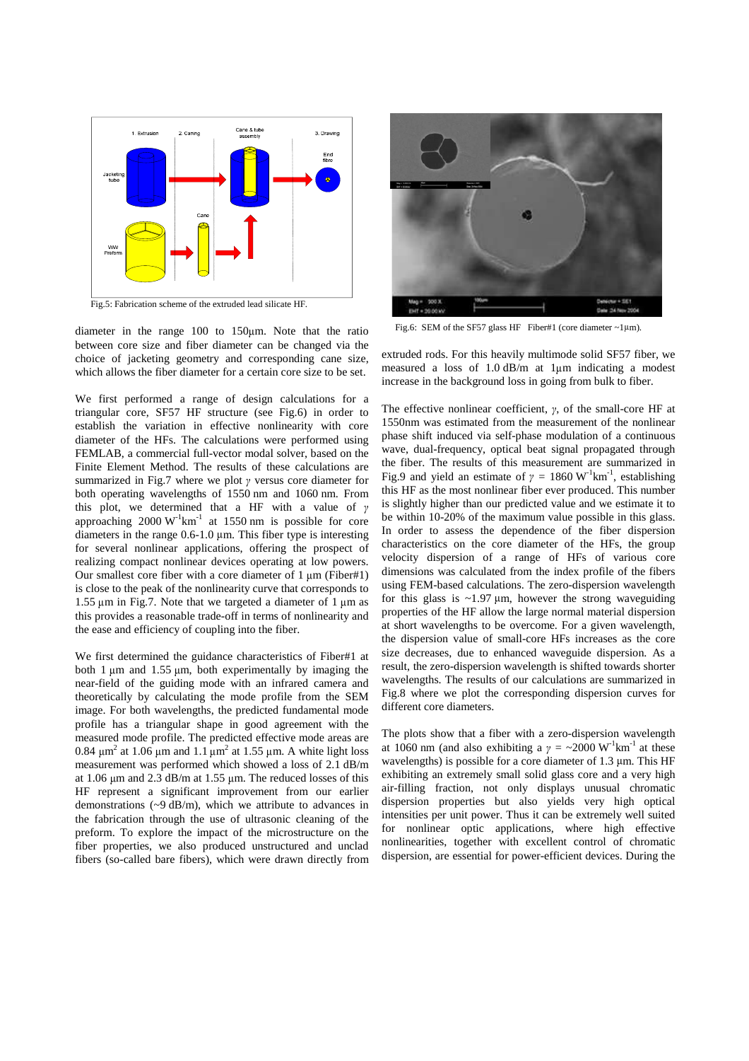Fig.5: Fabrication scheme of the extruded lead silicate HF.

diameter in the range 100 to 150µm. Note that the ratio between core size and fiber diameter can be changed via the choice of jacketing geometry and corresponding cane size, which allows the fiber diameter for a certain core size to be set.

We first performed a range of design calculations for a triangular core, SF57 HF structure (see Fig.6) in order to establish the variation in effective nonlinearity with core diameter of the HFs. The calculations were performed using FEMLAB, a commercial full-vector modal solver, based on the Finite Element Method. The results of these calculations are summarized in Fig.7 where we plot $\gamma$ versus core diameter for both operating wavelengths of 1550 nm and 1060 nm. From this plot, we determined that a HF with a value of $\gamma$ approaching 2000 $W^{-1}km^{-1}$ at 1550 nm is possible for core diameters in the range 0.6-1.0 µm. This fiber type is interesting for several nonlinear applications, offering the prospect of realizing compact nonlinear devices operating at low powers. Our smallest core fiber with a core diameter of 1 µm (Fiber#1) is close to the peak of the nonlinearity curve that corresponds to 1.55 µm in Fig.7. Note that we targeted a diameter of 1 µm as this provides a reasonable trade-off in terms of nonlinearity and the ease and efficiency of coupling into the fiber.

We first determined the guidance characteristics of Fiber#1 at both 1 µm and 1.55 µm, both experimentally by imaging the near-field of the guiding mode with an infrared camera and theoretically by calculating the mode profile from the SEM image. For both wavelengths, the predicted fundamental mode profile has a triangular shape in good agreement with the measured mode profile. The predicted effective mode areas are 0.84 $\mu m^2$ at 1.06 µm and 1.1 $\mu m^2$ at 1.55 µm. A white light loss measurement was performed which showed a loss of 2.1 dB/m at 1.06 µm and 2.3 dB/m at 1.55 µm. The reduced losses of this HF represent a significant improvement from our earlier demonstrations (~9 dB/m), which we attribute to advances in the fabrication through the use of ultrasonic cleaning of the preform. To explore the impact of the microstructure on the fiber properties, we also produced unstructured and unclad fibers (so-called bare fibers), which were drawn directly from extruded rods. For this heavily multimode solid SF57 fiber, we measured a loss of 1.0 dB/m at 1µm indicating a modest increase in the background loss in going from bulk to fiber.

Fig.6: SEM of the SF57 glass HF Fiber#1 (core diameter ~1µm).

The effective nonlinear coefficient, $\gamma$, of the small-core HF at 1550nm was estimated from the measurement of the nonlinear phase shift induced via self-phase modulation of a continuous wave, dual-frequency, optical beat signal propagated through the fiber. The results of this measurement are summarized in Fig.9 and yield an estimate of $\gamma$ = 1860 $W^{-1}km^{-1}$, establishing this HF as the most nonlinear fiber ever produced. This number is slightly higher than our predicted value and we estimate it to be within 10-20% of the maximum value possible in this glass. In order to assess the dependence of the fiber dispersion characteristics on the core diameter of the HFs, the group velocity dispersion of a range of HFs of various core dimensions was calculated from the index profile of the fibers using FEM-based calculations. The zero-dispersion wavelength for this glass is ~1.97 µm, however the strong waveguiding properties of the HF allow the large normal material dispersion at short wavelengths to be overcome. For a given wavelength, the dispersion value of small-core HFs increases as the core size decreases, due to enhanced waveguide dispersion. As a result, the zero-dispersion wavelength is shifted towards shorter wavelengths. The results of our calculations are summarized in Fig.8 where we plot the corresponding dispersion curves for different core diameters.

The plots show that a fiber with a zero-dispersion wavelength at 1060 nm (and also exhibiting a $\gamma$ = ~2000 $W^{-1}km^{-1}$ at these wavelengths) is possible for a core diameter of 1.3 µm. This HF exhibiting an extremely small solid glass core and a very high air-filling fraction, not only displays unusual chromatic dispersion properties but also yields very high optical intensities per unit power. Thus it can be extremely well suited for nonlinear optic applications, where high effective nonlinearities, together with excellent control of chromatic dispersion, are essential for power-efficient devices. During the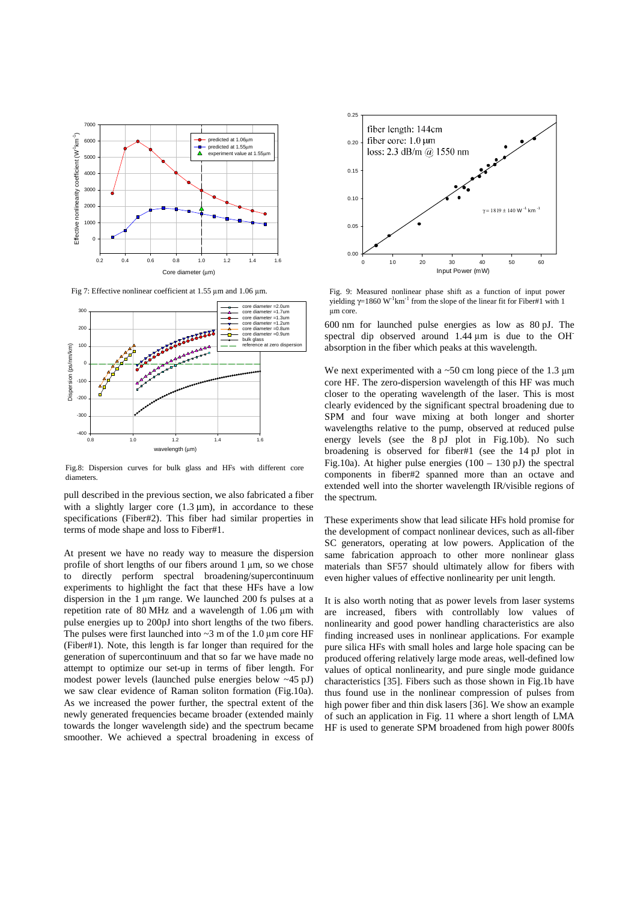Fig 7: Effective nonlinear coefficient at 1.55 µm and 1.06 µm.

Fig.8: Dispersion curves for bulk glass and HFs with different core diameters.

pull described in the previous section, we also fabricated a fiber with a slightly larger core (1.3 µm), in accordance to these specifications (Fiber#2). This fiber had similar properties in terms of mode shape and loss to Fiber#1.

At present we have no ready way to measure the dispersion profile of short lengths of our fibers around 1 µm, so we chose to directly perform spectral broadening/supercontinuum experiments to highlight the fact that these HFs have a low dispersion in the 1 µm range. We launched 200 fs pulses at a repetition rate of 80 MHz and a wavelength of 1.06 µm with pulse energies up to 200pJ into short lengths of the two fibers. The pulses were first launched into ~3 m of the 1.0 µm core HF (Fiber#1). Note, this length is far longer than required for the generation of supercontinuum and that so far we have made no attempt to optimize our set-up in terms of fiber length. For modest power levels (launched pulse energies below ~45 pJ) we saw clear evidence of Raman soliton formation (Fig.10a). As we increased the power further, the spectral extent of the newly generated frequencies became broader (extended mainly towards the longer wavelength side) and the spectrum became smoother. We achieved a spectral broadening in excess of 600 nm for launched pulse energies as low as 80 pJ. The spectral dip observed around 1.44 µm is due to the $OH^-$ absorption in the fiber which peaks at this wavelength.

Fig. 9: Measured nonlinear phase shift as a function of input power yielding $\gamma$=1860 $W^{-1}km^{-1}$ from the slope of the linear fit for Fiber#1 with 1 µm core.

We next experimented with a ~50 cm long piece of the 1.3 µm core HF. The zero-dispersion wavelength of this HF was much closer to the operating wavelength of the laser. This is most clearly evidenced by the significant spectral broadening due to SPM and four wave mixing at both longer and shorter wavelengths relative to the pump, observed at reduced pulse energy levels (see the 8 pJ plot in Fig.10b). No such broadening is observed for fiber#1 (see the 14 pJ plot in Fig.10a). At higher pulse energies (100 – 130 pJ) the spectral components in fiber#2 spanned more than an octave and extended well into the shorter wavelength IR/visible regions of the spectrum.

These experiments show that lead silicate HFs hold promise for the development of compact nonlinear devices, such as all-fiber SC generators, operating at low powers. Application of the same fabrication approach to other more nonlinear glass materials than SF57 should ultimately allow for fibers with even higher values of effective nonlinearity per unit length.

It is also worth noting that as power levels from laser systems are increased, fibers with controllably low values of nonlinearity and good power handling characteristics are also finding increased uses in nonlinear applications. For example pure silica HFs with small holes and large hole spacing can be produced offering relatively large mode areas, well-defined low values of optical nonlinearity, and pure single mode guidance characteristics [35]. Fibers such as those shown in Fig.1b have thus found use in the nonlinear compression of pulses from high power fiber and thin disk lasers [36]. We show an example of such an application in Fig. 11 where a short length of LMA HF is used to generate SPM broadened from high power 800fs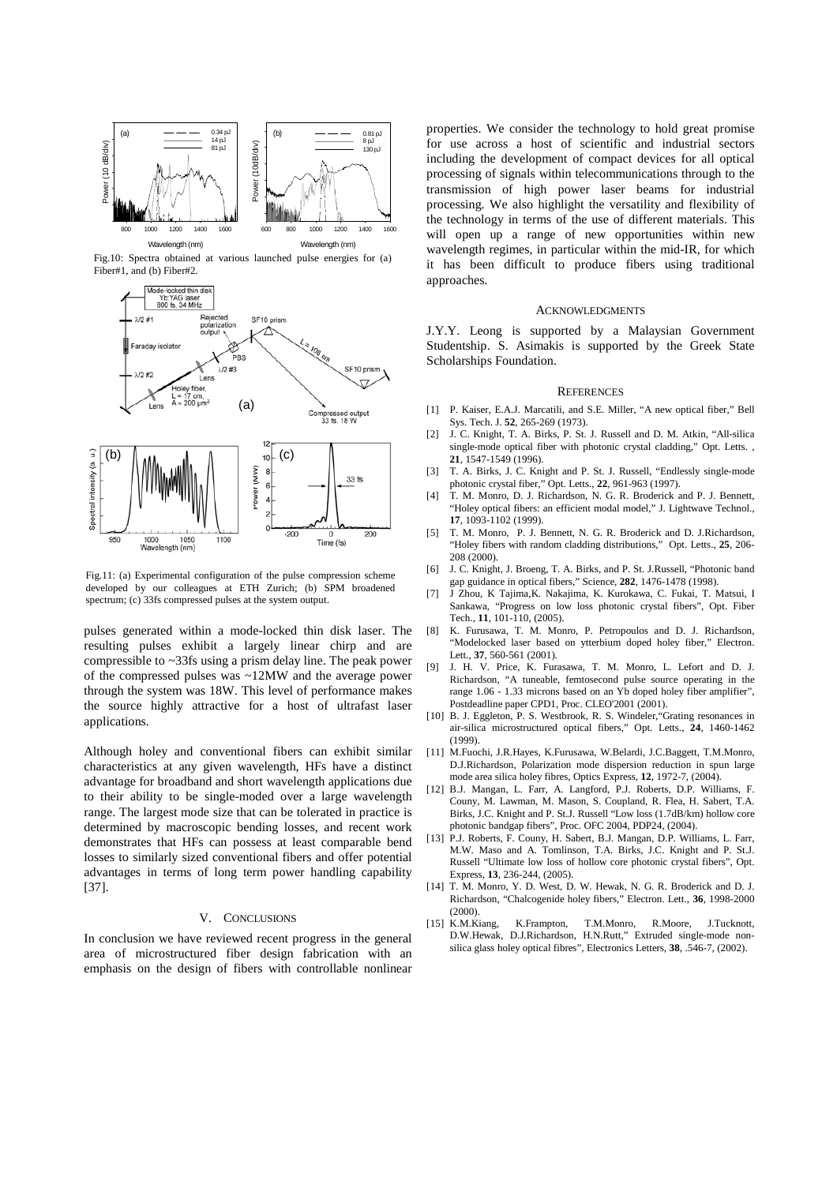Fig.10: Spectra obtained at various launched pulse energies for (a) Fiber#1, and (b) Fiber#2.

Fig.11: (a) Experimental configuration of the pulse compression scheme developed by our colleagues at ETH Zurich; (b) SPM broadened spectrum; (c) 33fs compressed pulses at the system output.

pulses generated within a mode-locked thin disk laser. The resulting pulses exhibit a largely linear chirp and are compressible to ~33fs using a prism delay line. The peak power of the compressed pulses was ~12MW and the average power through the system was 18W. This level of performance makes the source highly attractive for a host of ultrafast laser applications.

Although holey and conventional fibers can exhibit similar characteristics at any given wavelength, HFs have a distinct advantage for broadband and short wavelength applications due to their ability to be single-moded over a large wavelength range. The largest mode size that can be tolerated in practice is determined by macroscopic bending losses, and recent work demonstrates that HFs can possess at least comparable bend losses to similarly sized conventional fibers and offer potential advantages in terms of long term power handling capability [37].

## V. CONCLUSIONS

In conclusion we have reviewed recent progress in the general area of microstructured fiber design fabrication with an emphasis on the design of fibers with controllable nonlinear properties. We consider the technology to hold great promise for use across a host of scientific and industrial sectors including the development of compact devices for all optical processing of signals within telecommunications through to the transmission of high power laser beams for industrial processing. We also highlight the versatility and flexibility of the technology in terms of the use of different materials. This will open up a range of new opportunities within new wavelength regimes, in particular within the mid-IR, for which it has been difficult to produce fibers using traditional approaches.

## ACKNOWLEDGMENTS

J.Y.Y. Leong is supported by a Malaysian Government Studentship. S. Asimakis is supported by the Greek State Scholarships Foundation.

## REFERENCES

[1] P. Kaiser, E.A.J. Marcatili, and S.E. Miller, "A new optical fiber," Bell Sys. Tech. J. **52**, 265-269 (1973).

[2] J. C. Knight, T. A. Birks, P. St. J. Russell and D. M. Atkin, "All-silica single-mode optical fiber with photonic crystal cladding," Opt. Letts. , **21**, 1547-1549 (1996).

[3] T. A. Birks, J. C. Knight and P. St. J. Russell, "Endlessly single-mode photonic crystal fiber," Opt. Letts., **22**, 961-963 (1997).

[4] T. M. Monro, D. J. Richardson, N. G. R. Broderick and P. J. Bennett, "Holey optical fibers: an efficient modal model," J. Lightwave Technol., **17**, 1093-1102 (1999).

[5] T. M. Monro, P. J. Bennett, N. G. R. Broderick and D. J.Richardson, "Holey fibers with random cladding distributions," Opt. Letts., **25**, 206-208 (2000).

[6] J. C. Knight, J. Broeng, T. A. Birks, and P. St. J.Russell, "Photonic band gap guidance in optical fibers," Science, **282**, 1476-1478 (1998).

[7] J Zhou, K Tajima,K. Nakajima, K. Kurokawa, C. Fukai, T. Matsui, I Sankawa, "Progress on low loss photonic crystal fibers", Opt. Fiber Tech., **11**, 101-110, (2005).

[8] K. Furusawa, T. M. Monro, P. Petropoulos and D. J. Richardson, "Modelocked laser based on ytterbium doped holey fiber," Electron. Lett., **37**, 560-561 (2001).

[9] J. H. V. Price, K. Furasawa, T. M. Monro, L. Lefort and D. J. Richardson, "A tuneable, femtosecond pulse source operating in the range 1.06 - 1.33 microns based on an Yb doped holey fiber amplifier", Postdeadline paper CPD1, Proc. CLEO'2001 (2001).

[10] B. J. Eggleton, P. S. Westbrook, R. S. Windeler,"Grating resonances in air-silica microstructured optical fibers," Opt. Letts., **24**, 1460-1462 (1999).

[11] M.Fuochi, J.R.Hayes, K.Furusawa, W.Belardi, J.C.Baggett, T.M.Monro, D.J.Richardson, Polarization mode dispersion reduction in spun large mode area silica holey fibres, Optics Express, **12**, 1972-7, (2004).

[12] B.J. Mangan, L. Farr, A. Langford, P.J. Roberts, D.P. Williams, F. Couny, M. Lawman, M. Mason, S. Coupland, R. Flea, H. Sabert, T.A. Birks, J.C. Knight and P. St.J. Russell "Low loss (1.7dB/km) hollow core photonic bandgap fibers", Proc. OFC 2004, PDP24, (2004).

[13] P.J. Roberts, F. Couny, H. Sabert, B.J. Mangan, D.P. Williams, L. Farr, M.W. Maso and A. Tomlinson, T.A. Birks, J.C. Knight and P. St.J. Russell "Ultimate low loss of hollow core photonic crystal fibers", Opt. Express, **13**, 236-244, (2005).

[14] T. M. Monro, Y. D. West, D. W. Hewak, N. G. R. Broderick and D. J. Richardson, "Chalcogenide holey fibers," Electron. Lett., **36**, 1998-2000 (2000).

[15] K.M.Kiang, K.Frampton, T.M.Monro, R.Moore, J.Tucknott, D.W.Hewak, D.J.Richardson, H.N.Rutt," Extruded single-mode non-silica glass holey optical fibres", Electronics Letters, **38**, .546-7, (2002).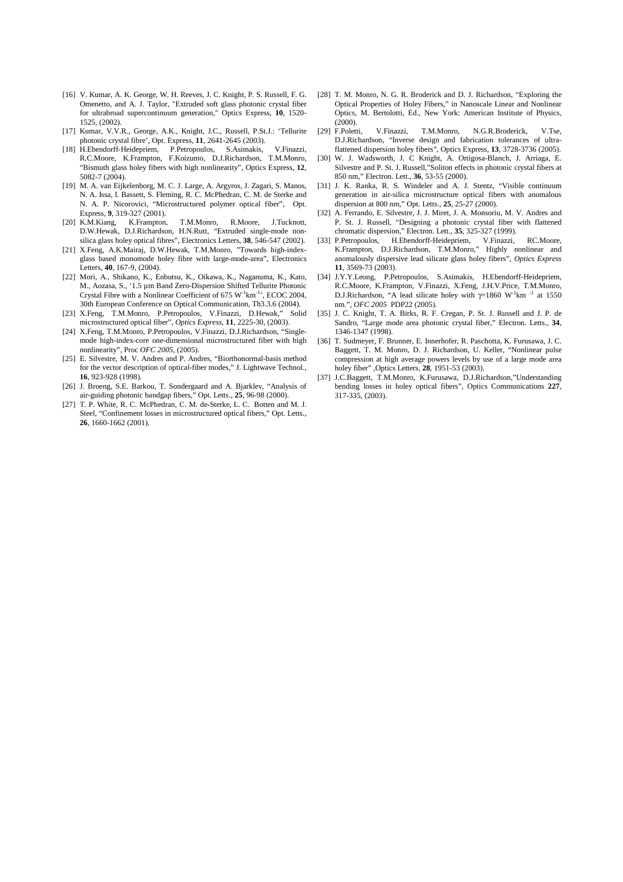[16] V. Kumar, A. K. George, W. H. Reeves, J. C. Knight, P. S. Russell, F. G. Omenetto, and A. J. Taylor, "Extruded soft glass photonic crystal fiber for ultrabroad supercontinuum generation," Optics Express, **10**, 1520-1525, (2002).

[17] Kumar, V.V.R., George, A.K., Knight, J.C., Russell, P.St.J.: 'Tellurite photonic crystal fibre', Opt. Express, **11**, 2641-2645 (2003).

[18] H.Ebendorff-Heidepriem, P.Petropoulos, S.Asimakis, V.Finazzi, R.C.Moore, K.Frampton, F.Koizumo, D.J.Richardson, T.M.Monro, "Bismuth glass holey fibers with high nonlinearity", Optics Express, **12**, 5082-7 (2004).

[19] M. A. van Eijkelenborg, M. C. J. Large, A. Argyros, J. Zagari, S. Manos, N. A. Issa, I. Bassett, S. Fleming, R. C. McPhedran, C. M. de Sterke and N. A. P. Nicorovici, "Microstructured polymer optical fiber", Opt. Express, **9**, 319-327 (2001).

[20] K.M.Kiang, K.Frampton, T.M.Monro, R.Moore, J.Tucknott, D.W.Hewak, D.J.Richardson, H.N.Rutt, "Extruded single-mode non-silica glass holey optical fibres", Electronics Letters, **38**, 546-547 (2002).

[21] X.Feng, A.K.Mairaj, D.W.Hewak, T.M.Monro, "Towards high-index-glass based monomode holey fibre with large-mode-area", Electronics Letters, **40**, 167-9, (2004).

[22] Mori, A., Shikano, K., Enbutsu, K., Oikawa, K., Naganuma, K., Kato, M., Aozasa, S., '1.5 µm Band Zero-Dispersion Shifted Tellurite Photonic Crystal Fibre with a Nonlinear Coefficient of 675 $W^{-1}km^{-1}$', ECOC 2004, 30th European Conference on Optical Communication, Th3.3.6 (2004).

[23] X.Feng, T.M.Monro, P.Petropoulos, V.Finazzi, D.Hewak," Solid microstructured optical fiber", *Optics Express*, **11**, 2225-30, (2003).

[24] X.Feng, T.M.Monro, P.Petropoulos, V.Finazzi, D.J.Richardson, "Single-mode high-index-core one-dimensional microstructured fiber with high nonlinearity", Proc *OFC 2005*, (2005).

[25] E. Silvestre, M. V. Andres and P. Andres, "Biorthonormal-basis method for the vector description of optical-fiber modes," J. Lightwave Technol., **16**, 923-928 (1998).

[26] J. Broeng, S.E. Barkou, T. Sondergaard and A. Bjarklev, "Analysis of air-guiding photonic bandgap fibers," Opt. Letts., **25**, 96-98 (2000).

[27] T. P. White, R. C. McPhedran, C. M. de-Sterke, L. C. Botten and M. J. Steel, "Confinement losses in microstructured optical fibers," Opt. Letts., **26**, 1660-1662 (2001).

[28] T. M. Monro, N. G. R. Broderick and D. J. Richardson, "Exploring the Optical Properties of Holey Fibers," in Nanoscale Linear and Nonlinear Optics, M. Bertolotti, Ed., New York: American Institute of Physics, (2000).

[29] F.Poletti, V.Finazzi, T.M.Monro, N.G.R.Broderick, V.Tse, D.J.Richardson, "Inverse design and fabrication tolerances of ultra-flattened dispersion holey fibers", Optics Express, **13**, 3728-3736 (2005).

[30] W. J. Wadsworth, J. C Knight, A. Ortigosa-Blanch, J. Arriaga, E. Silvestre and P. St. J. Russell,"Soliton effects in photonic crystal fibers at 850 nm," Electron. Lett., **36**, 53-55 (2000).

[31] J. K. Ranka, R. S. Windeler and A. J. Stentz, "Visible continuum generation in air-silica microstructure optical fibers with anomalous dispersion at 800 nm," Opt. Letts., **25**, 25-27 (2000).

[32] A. Ferrando, E. Silvestre, J. J. Miret, J. A. Monsoriu, M. V. Andres and P. St. J. Russell, "Designing a photonic crystal fiber with flattened chromatic dispersion," Electron. Lett., **35**, 325-327 (1999).

[33] P.Petropoulos, H.Ebendorff-Heidepriem, V.Finazzi, RC.Moore, K.Frampton, D.J.Richardson, T.M.Monro," Highly nonlinear and anomalously dispersive lead silicate glass holey fibers", *Optics Express* **11**, 3569-73 (2003).

[34] J.Y.Y.Leong, P.Petropoulos, S.Asimakis, H.Ebendorff-Heidepriem, R.C.Moore, K.Frampton, V.Finazzi, X.Feng, J.H.V.Price, T.M.Monro, D.J.Richardson, "A lead silicate holey with $\gamma$=1860 $W^{-1}km^{-1}$ at 1550 nm.", *OFC 2005* PDP22 (2005).

[35] J. C. Knight, T. A. Birks, R. F. Cregan, P. St. J. Russell and J. P. de Sandro, "Large mode area photonic crystal fiber," Electron. Letts., **34**, 1346-1347 (1998).

[36] T. Sudmeyer, F. Brunner, E. Innerhofer, R. Paschotta, K. Furusawa, J. C. Baggett, T. M. Monro, D. J. Richardson, U. Keller, "Nonlinear pulse compression at high average powers levels by use of a large mode area holey fiber" ,Optics Letters, **28**, 1951-53 (2003).

[37] J.C.Baggett, T.M.Monro, K.Furusawa, D.J.Richardson,"Understanding bending losses in holey optical fibers", Optics Communications **227**, 317-335, (2003).